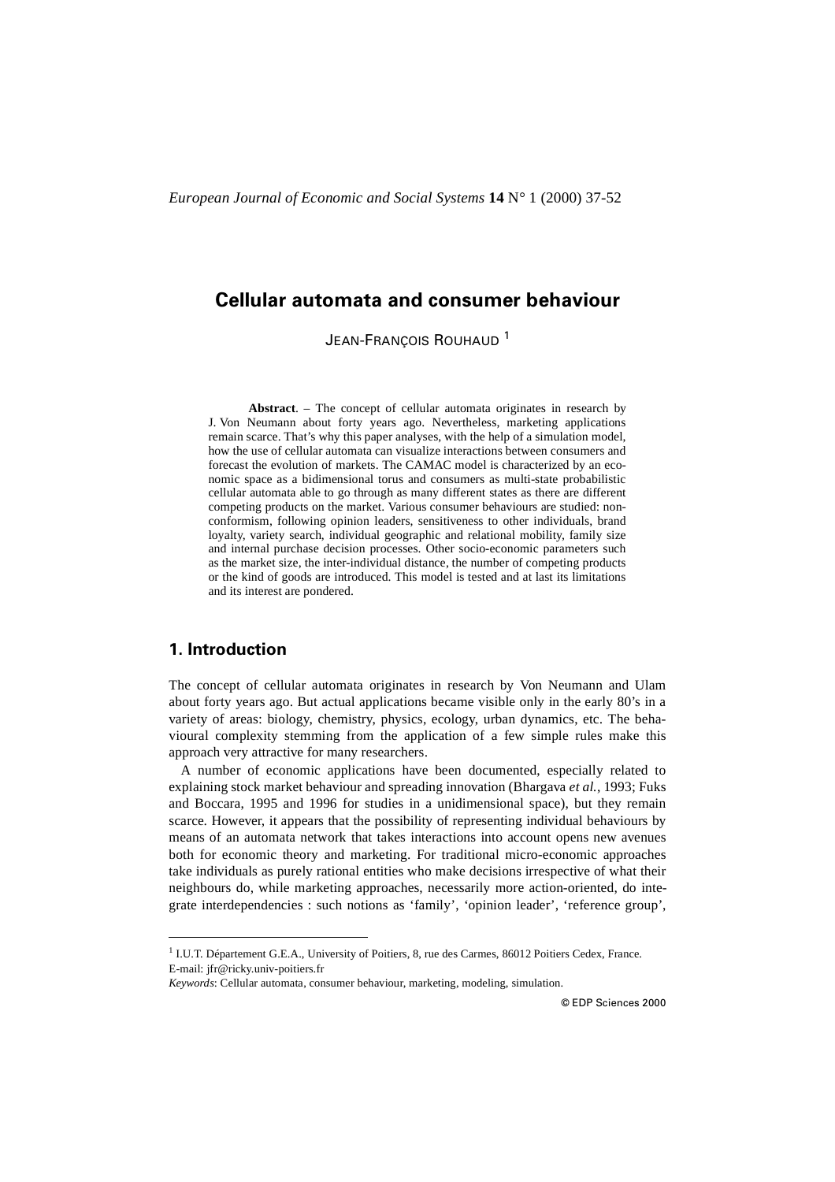# Cellular automata and consumer behaviour

JEAN-FRANÇOIS ROUHAUD [1]

**Abstract**. – The concept of cellular automata originates in research by J. Von Neumann about forty years ago. Nevertheless, marketing applications remain scarce. That's why this paper analyses, with the help of a simulation model, how the use of cellular automata can visualize interactions between consumers and forecast the evolution of markets. The CAMAC model is characterized by an economic space as a bidimensional torus and consumers as multi-state probabilistic cellular automata able to go through as many different states as there are different competing products on the market. Various consumer behaviours are studied: non-conformism, following opinion leaders, sensitiveness to other individuals, brand loyalty, variety search, individual geographic and relational mobility, family size and internal purchase decision processes. Other socio-economic parameters such as the market size, the inter-individual distance, the number of competing products or the kind of goods are introduced. This model is tested and at last its limitations and its interest are pondered.

## 1. Introduction

The concept of cellular automata originates in research by Von Neumann and Ulam about forty years ago. But actual applications became visible only in the early 80's in a variety of areas: biology, chemistry, physics, ecology, urban dynamics, etc. The behavioural complexity stemming from the application of a few simple rules make this approach very attractive for many researchers.

A number of economic applications have been documented, especially related to explaining stock market behaviour and spreading innovation (Bhargava *et al.*, 1993; Fuks and Boccara, 1995 and 1996 for studies in a unidimensional space), but they remain scarce. However, it appears that the possibility of representing individual behaviours by means of an automata network that takes interactions into account opens new avenues both for economic theory and marketing. For traditional micro-economic approaches take individuals as purely rational entities who make decisions irrespective of what their neighbours do, while marketing approaches, necessarily more action-oriented, do integrate interdependencies : such notions as 'family', 'opinion leader', 'reference group',

[1] I.U.T. Département G.E.A., University of Poitiers, 8, rue des Carmes, 86012 Poitiers Cedex, France. E-mail: jfr@ricky.univ-poitiers.fr

*Keywords*: Cellular automata, consumer behaviour, marketing, modeling, simulation.

© EDP Sciences 2000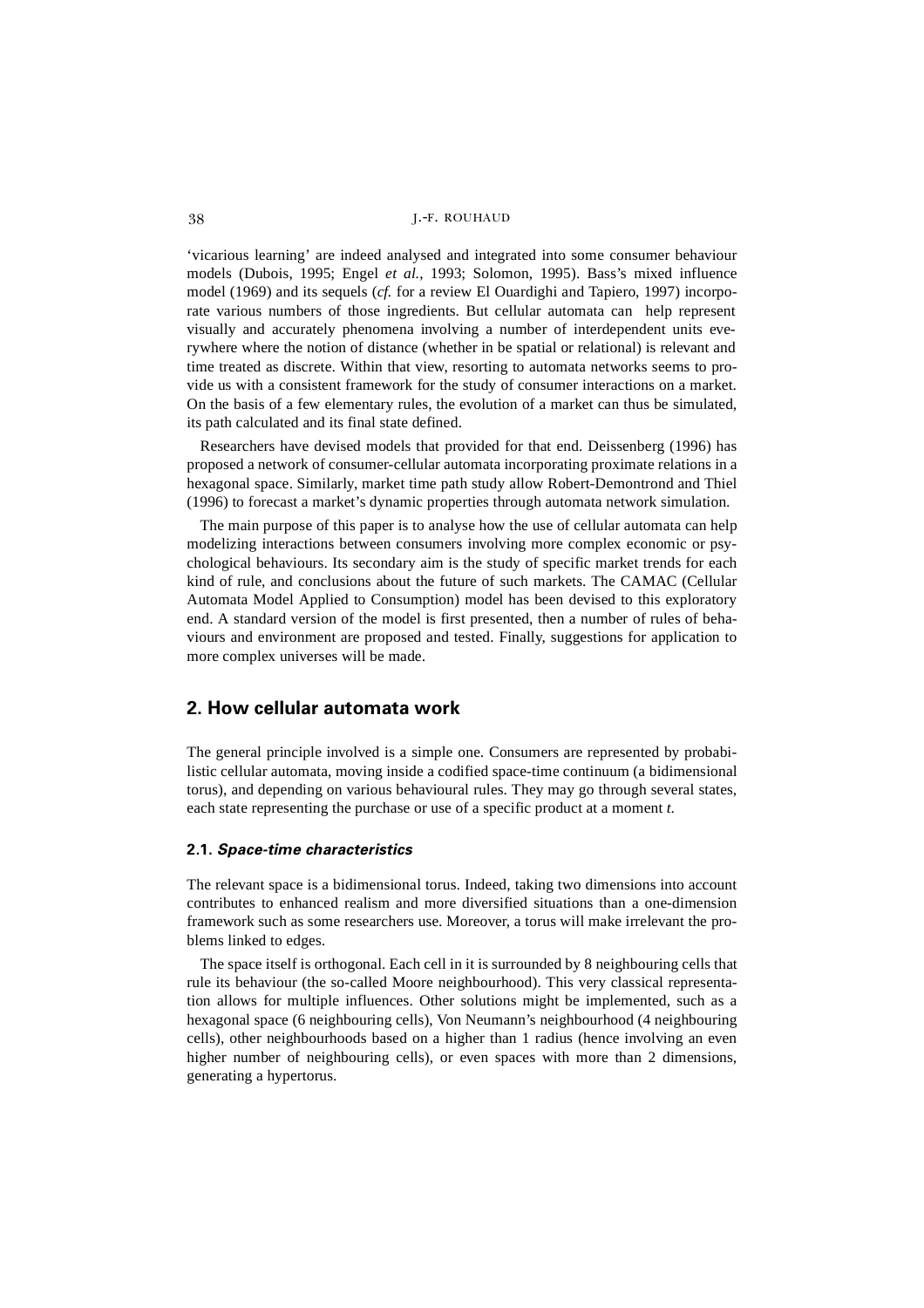'vicarious learning' are indeed analysed and integrated into some consumer behaviour models (Dubois, 1995; Engel *et al.*, 1993; Solomon, 1995). Bass's mixed influence model (1969) and its sequels (*cf.* for a review El Ouardighi and Tapiero, 1997) incorporate various numbers of those ingredients. But cellular automata can help represent visually and accurately phenomena involving a number of interdependent units everywhere where the notion of distance (whether in be spatial or relational) is relevant and time treated as discrete. Within that view, resorting to automata networks seems to provide us with a consistent framework for the study of consumer interactions on a market. On the basis of a few elementary rules, the evolution of a market can thus be simulated, its path calculated and its final state defined.

Researchers have devised models that provided for that end. Deissenberg (1996) has proposed a network of consumer-cellular automata incorporating proximate relations in a hexagonal space. Similarly, market time path study allow Robert-Demontrond and Thiel (1996) to forecast a market's dynamic properties through automata network simulation.

The main purpose of this paper is to analyse how the use of cellular automata can help modelizing interactions between consumers involving more complex economic or psychological behaviours. Its secondary aim is the study of specific market trends for each kind of rule, and conclusions about the future of such markets. The CAMAC (Cellular Automata Model Applied to Consumption) model has been devised to this exploratory end. A standard version of the model is first presented, then a number of rules of behaviours and environment are proposed and tested. Finally, suggestions for application to more complex universes will be made.

## 2. How cellular automata work

The general principle involved is a simple one. Consumers are represented by probabilistic cellular automata, moving inside a codified space-time continuum (a bidimensional torus), and depending on various behavioural rules. They may go through several states, each state representing the purchase or use of a specific product at a moment *t*.

### 2.1. *Space-time characteristics*

The relevant space is a bidimensional torus. Indeed, taking two dimensions into account contributes to enhanced realism and more diversified situations than a one-dimension framework such as some researchers use. Moreover, a torus will make irrelevant the problems linked to edges.

The space itself is orthogonal. Each cell in it is surrounded by 8 neighbouring cells that rule its behaviour (the so-called Moore neighbourhood). This very classical representation allows for multiple influences. Other solutions might be implemented, such as a hexagonal space (6 neighbouring cells), Von Neumann's neighbourhood (4 neighbouring cells), other neighbourhoods based on a higher than 1 radius (hence involving an even higher number of neighbouring cells), or even spaces with more than 2 dimensions, generating a hypertorus.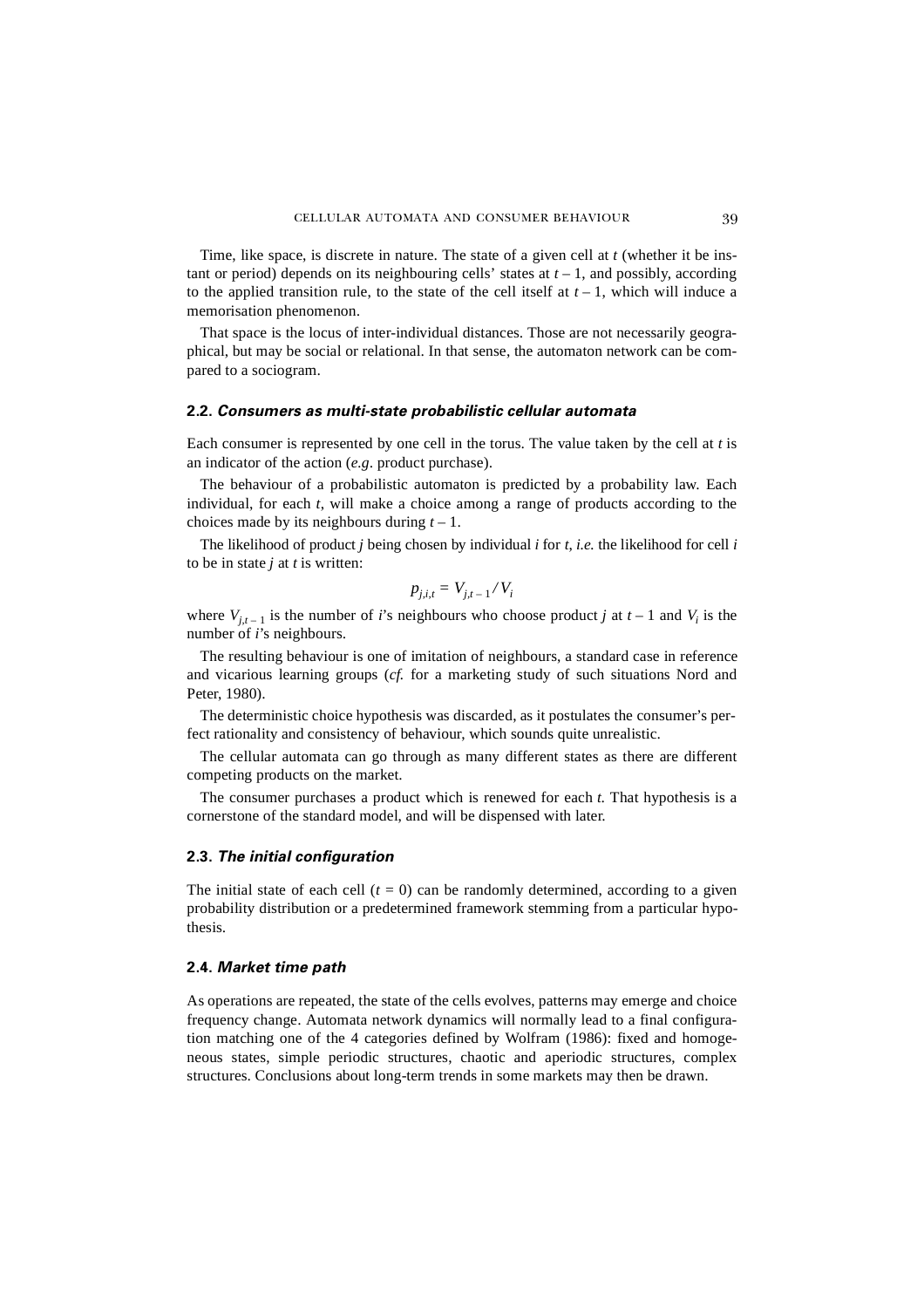Time, like space, is discrete in nature. The state of a given cell at $t$ (whether it be instant or period) depends on its neighbouring cells' states at $t-1$, and possibly, according to the applied transition rule, to the state of the cell itself at $t-1$, which will induce a memorisation phenomenon.

That space is the locus of inter-individual distances. Those are not necessarily geographical, but may be social or relational. In that sense, the automaton network can be compared to a sociogram.

### 2.2. *Consumers as multi-state probabilistic cellular automata*

Each consumer is represented by one cell in the torus. The value taken by the cell at $t$ is an indicator of the action (*e.g.* product purchase).

The behaviour of a probabilistic automaton is predicted by a probability law. Each individual, for each $t$, will make a choice among a range of products according to the choices made by its neighbours during $t-1$.

The likelihood of product $j$ being chosen by individual $i$ for $t$, *i.e.* the likelihood for cell $i$ to be in state $j$ at $t$ is written:

$$p_{j,i,t} = V_{j,t-1} / V_i$$

where $V_{j,t-1}$ is the number of $i$'s neighbours who choose product $j$ at $t-1$ and $V_i$ is the number of $i$'s neighbours.

The resulting behaviour is one of imitation of neighbours, a standard case in reference and vicarious learning groups (*cf.* for a marketing study of such situations Nord and Peter, 1980).

The deterministic choice hypothesis was discarded, as it postulates the consumer's perfect rationality and consistency of behaviour, which sounds quite unrealistic.

The cellular automata can go through as many different states as there are different competing products on the market.

The consumer purchases a product which is renewed for each $t$. That hypothesis is a cornerstone of the standard model, and will be dispensed with later.

### 2.3. *The initial configuration*

The initial state of each cell ($t = 0$) can be randomly determined, according to a given probability distribution or a predetermined framework stemming from a particular hypothesis.

### 2.4. *Market time path*

As operations are repeated, the state of the cells evolves, patterns may emerge and choice frequency change. Automata network dynamics will normally lead to a final configuration matching one of the 4 categories defined by Wolfram (1986): fixed and homogeneous states, simple periodic structures, chaotic and aperiodic structures, complex structures. Conclusions about long-term trends in some markets may then be drawn.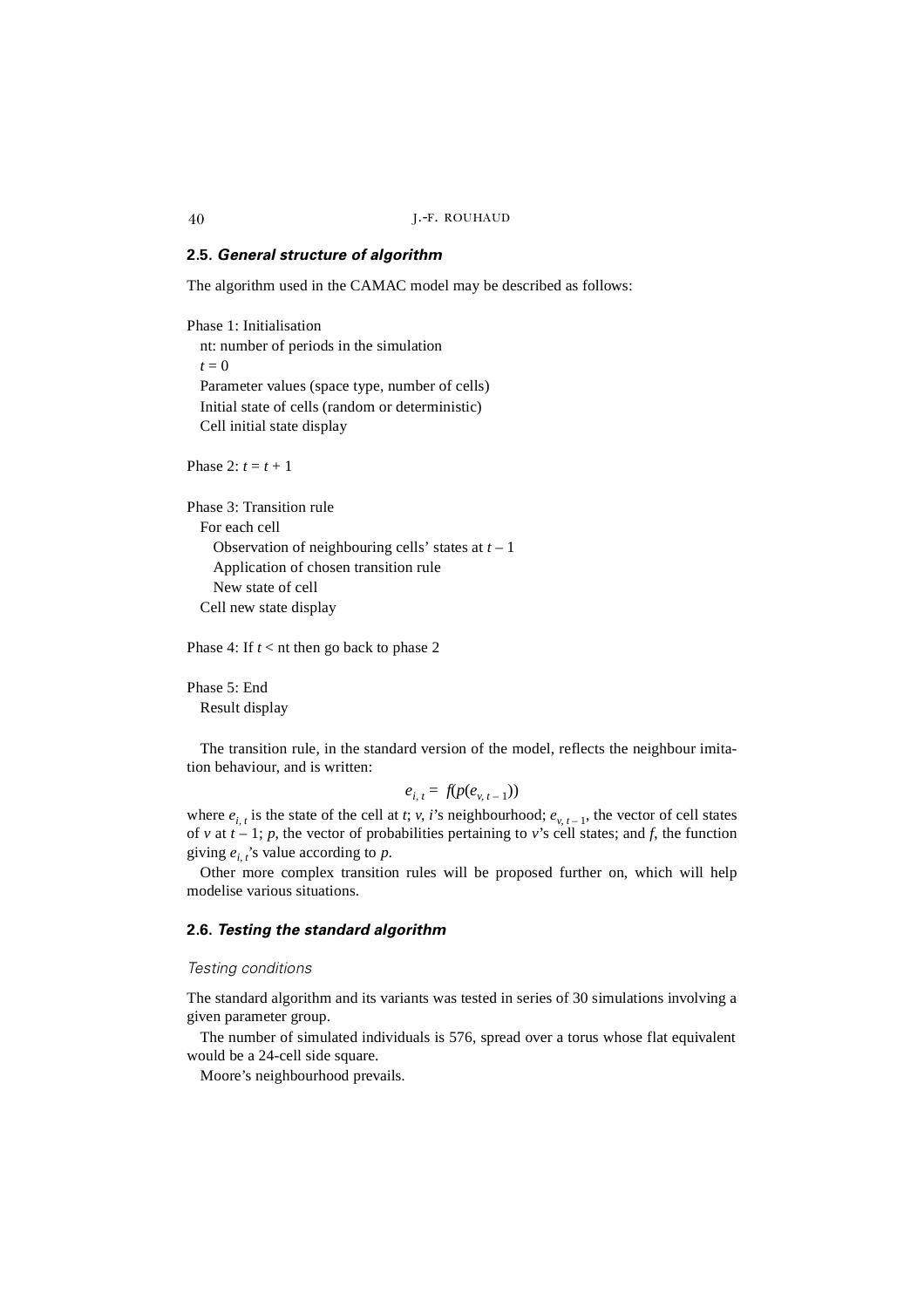### 2.5. *General structure of algorithm*

The algorithm used in the CAMAC model may be described as follows:

Phase 1: Initialisation
  nt: number of periods in the simulation
  $t = 0$
  Parameter values (space type, number of cells)
  Initial state of cells (random or deterministic)
  Cell initial state display

Phase 2: $t = t + 1$

Phase 3: Transition rule
  For each cell
    Observation of neighbouring cells' states at $t - 1$
    Application of chosen transition rule
    New state of cell
  Cell new state display

Phase 4: If $t <$ nt then go back to phase 2

Phase 5: End
  Result display

The transition rule, in the standard version of the model, reflects the neighbour imitation behaviour, and is written:

$$e_{i,\,t} = f(p(e_{v,\,t-1}))$$

where $e_{i,\,t}$ is the state of the cell at $t$; $v$, $i$'s neighbourhood; $e_{v,\,t-1}$, the vector of cell states of $v$ at $t - 1$; $p$, the vector of probabilities pertaining to $v$'s cell states; and $f$, the function giving $e_{i,\,t}$'s value according to $p$.

Other more complex transition rules will be proposed further on, which will help modelise various situations.

### 2.6. *Testing the standard algorithm*

*Testing conditions*

The standard algorithm and its variants was tested in series of 30 simulations involving a given parameter group.

The number of simulated individuals is 576, spread over a torus whose flat equivalent would be a 24-cell side square.

Moore's neighbourhood prevails.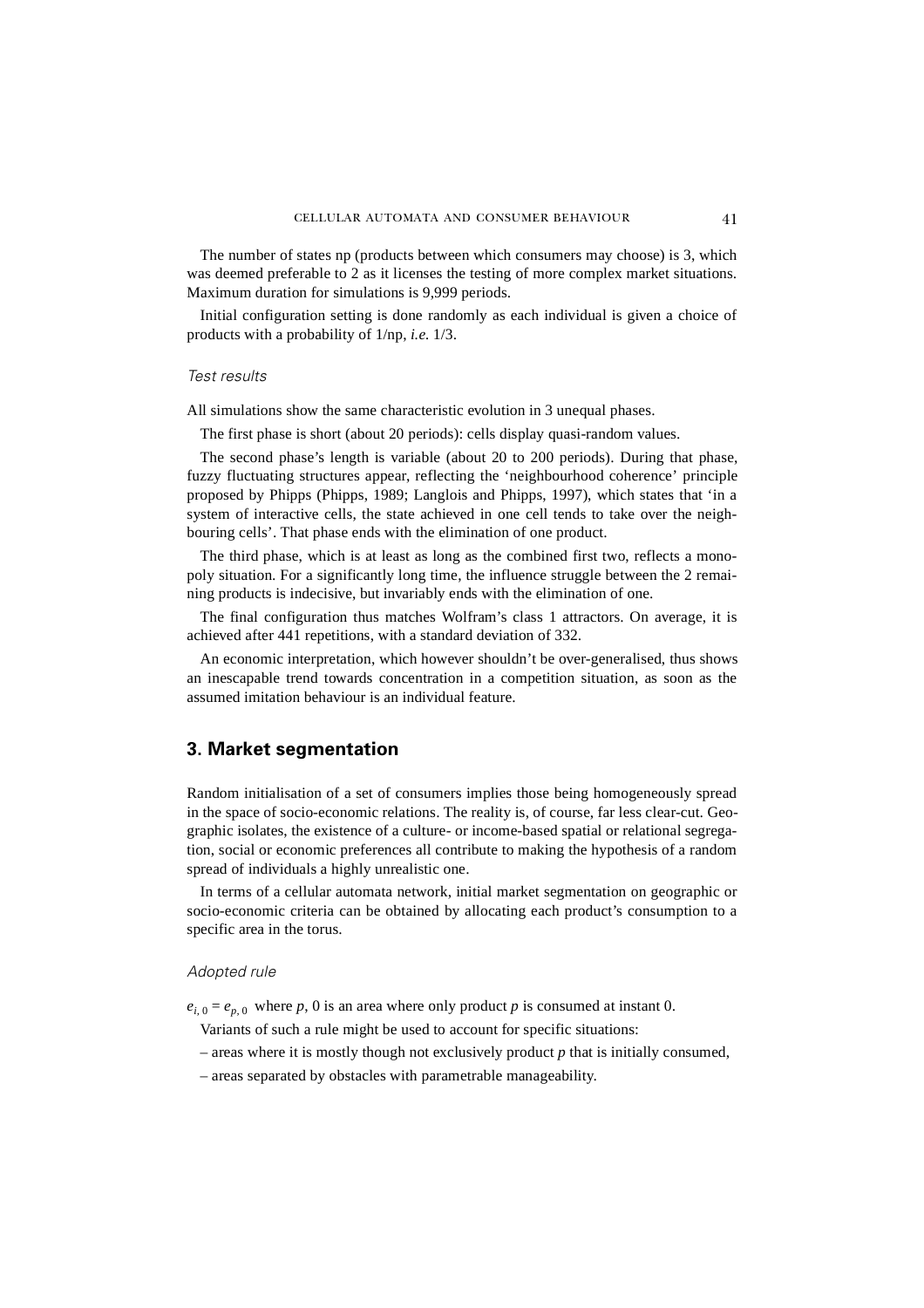The number of states np (products between which consumers may choose) is 3, which was deemed preferable to 2 as it licenses the testing of more complex market situations. Maximum duration for simulations is 9,999 periods.

Initial configuration setting is done randomly as each individual is given a choice of products with a probability of 1/np, *i.e.* 1/3.

### *Test results*

All simulations show the same characteristic evolution in 3 unequal phases.

The first phase is short (about 20 periods): cells display quasi-random values.

The second phase's length is variable (about 20 to 200 periods). During that phase, fuzzy fluctuating structures appear, reflecting the 'neighbourhood coherence' principle proposed by Phipps (Phipps, 1989; Langlois and Phipps, 1997), which states that 'in a system of interactive cells, the state achieved in one cell tends to take over the neighbouring cells'. That phase ends with the elimination of one product.

The third phase, which is at least as long as the combined first two, reflects a monopoly situation. For a significantly long time, the influence struggle between the 2 remaining products is indecisive, but invariably ends with the elimination of one.

The final configuration thus matches Wolfram's class 1 attractors. On average, it is achieved after 441 repetitions, with a standard deviation of 332.

An economic interpretation, which however shouldn't be over-generalised, thus shows an inescapable trend towards concentration in a competition situation, as soon as the assumed imitation behaviour is an individual feature.

## 3. Market segmentation

Random initialisation of a set of consumers implies those being homogeneously spread in the space of socio-economic relations. The reality is, of course, far less clear-cut. Geographic isolates, the existence of a culture- or income-based spatial or relational segregation, social or economic preferences all contribute to making the hypothesis of a random spread of individuals a highly unrealistic one.

In terms of a cellular automata network, initial market segmentation on geographic or socio-economic criteria can be obtained by allocating each product's consumption to a specific area in the torus.

### *Adopted rule*

$e_{i,0} = e_{p,0}$ where $p$, 0 is an area where only product $p$ is consumed at instant 0.

Variants of such a rule might be used to account for specific situations:

– areas where it is mostly though not exclusively product $p$ that is initially consumed,

– areas separated by obstacles with parametrable manageability.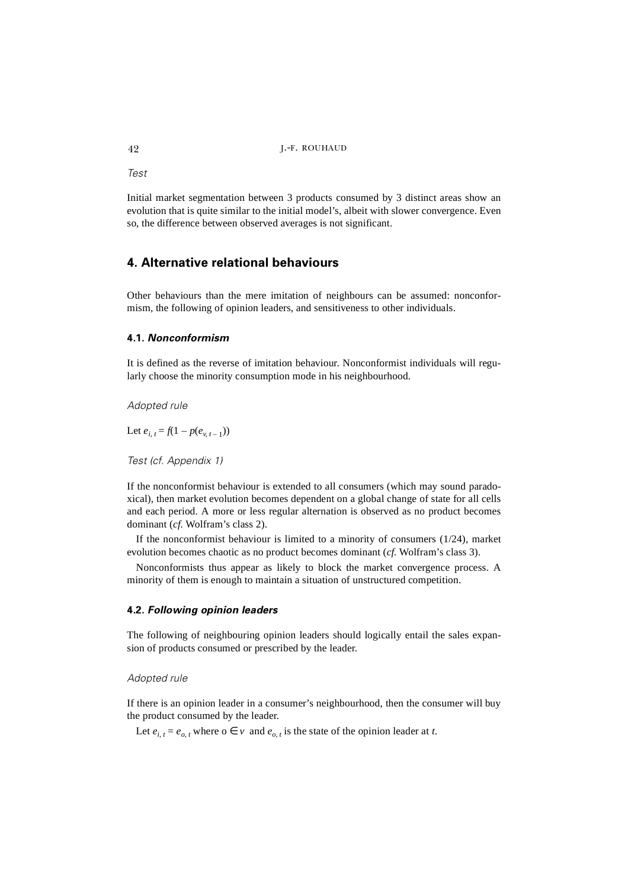*Test*

Initial market segmentation between 3 products consumed by 3 distinct areas show an evolution that is quite similar to the initial model's, albeit with slower convergence. Even so, the difference between observed averages is not significant.

## 4. Alternative relational behaviours

Other behaviours than the mere imitation of neighbours can be assumed: nonconformism, the following of opinion leaders, and sensitiveness to other individuals.

### 4.1. *Nonconformism*

It is defined as the reverse of imitation behaviour. Nonconformist individuals will regularly choose the minority consumption mode in his neighbourhood.

*Adopted rule*

Let $e_{i,\,t} = f(1 - p(e_{v,\,t-1}))$

*Test (cf. Appendix 1)*

If the nonconformist behaviour is extended to all consumers (which may sound paradoxical), then market evolution becomes dependent on a global change of state for all cells and each period. A more or less regular alternation is observed as no product becomes dominant (*cf.* Wolfram's class 2).

If the nonconformist behaviour is limited to a minority of consumers (1/24), market evolution becomes chaotic as no product becomes dominant (*cf.* Wolfram's class 3).

Nonconformists thus appear as likely to block the market convergence process. A minority of them is enough to maintain a situation of unstructured competition.

### 4.2. *Following opinion leaders*

The following of neighbouring opinion leaders should logically entail the sales expansion of products consumed or prescribed by the leader.

*Adopted rule*

If there is an opinion leader in a consumer's neighbourhood, then the consumer will buy the product consumed by the leader.

Let $e_{i,\,t} = e_{o,\,t}$ where $o \in v$ and $e_{o,\,t}$ is the state of the opinion leader at $t$.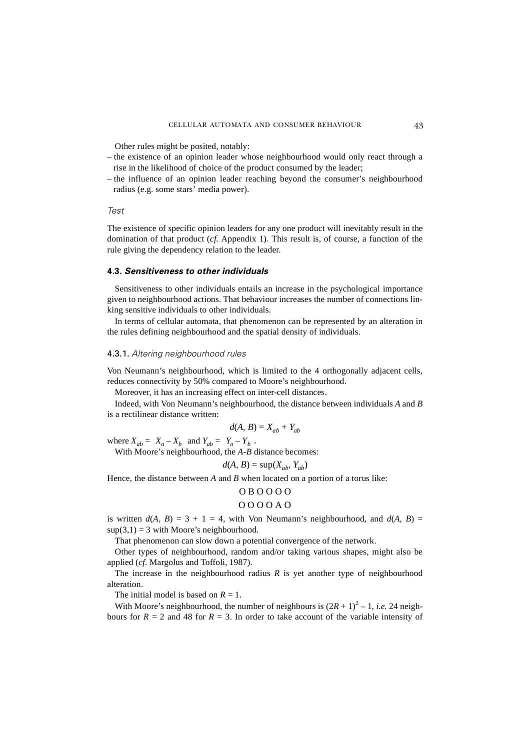Other rules might be posited, notably:

– the existence of an opinion leader whose neighbourhood would only react through a rise in the likelihood of choice of the product consumed by the leader;
– the influence of an opinion leader reaching beyond the consumer's neighbourhood radius (e.g. some stars' media power).

*Test*

The existence of specific opinion leaders for any one product will inevitably result in the domination of that product (*cf.* Appendix 1). This result is, of course, a function of the rule giving the dependency relation to the leader.

### 4.3. *Sensitiveness to other individuals*

Sensitiveness to other individuals entails an increase in the psychological importance given to neighbourhood actions. That behaviour increases the number of connections linking sensitive individuals to other individuals.

In terms of cellular automata, that phenomenon can be represented by an alteration in the rules defining neighbourhood and the spatial density of individuals.

#### 4.3.1. *Altering neighbourhood rules*

Von Neumann's neighbourhood, which is limited to the 4 orthogonally adjacent cells, reduces connectivity by 50% compared to Moore's neighbourhood.

Moreover, it has an increasing effect on inter-cell distances.

Indeed, with Von Neumann's neighbourhood, the distance between individuals *A* and *B* is a rectilinear distance written:

$$d(A, B) = X_{ab} + Y_{ab}$$

where $X_{ab} = X_a - X_b$ and $Y_{ab} = Y_a - Y_b$ .

With Moore's neighbourhood, the *A-B* distance becomes:

$$d(A, B) = \sup(X_{ab}, Y_{ab})$$

Hence, the distance between *A* and *B* when located on a portion of a torus like:

O B O O O O

O O O O A O

is written $d(A, B) = 3 + 1 = 4$, with Von Neumann's neighbourhood, and $d(A, B) = \sup(3,1) = 3$ with Moore's neighbourhood.

That phenomenon can slow down a potential convergence of the network.

Other types of neighbourhood, random and/or taking various shapes, might also be applied (*cf.* Margolus and Toffoli, 1987).

The increase in the neighbourhood radius *R* is yet another type of neighbourhood alteration.

The initial model is based on $R = 1$.

With Moore's neighbourhood, the number of neighbours is $(2R + 1)^2 - 1$, *i.e.* 24 neighbours for $R = 2$ and 48 for $R = 3$. In order to take account of the variable intensity of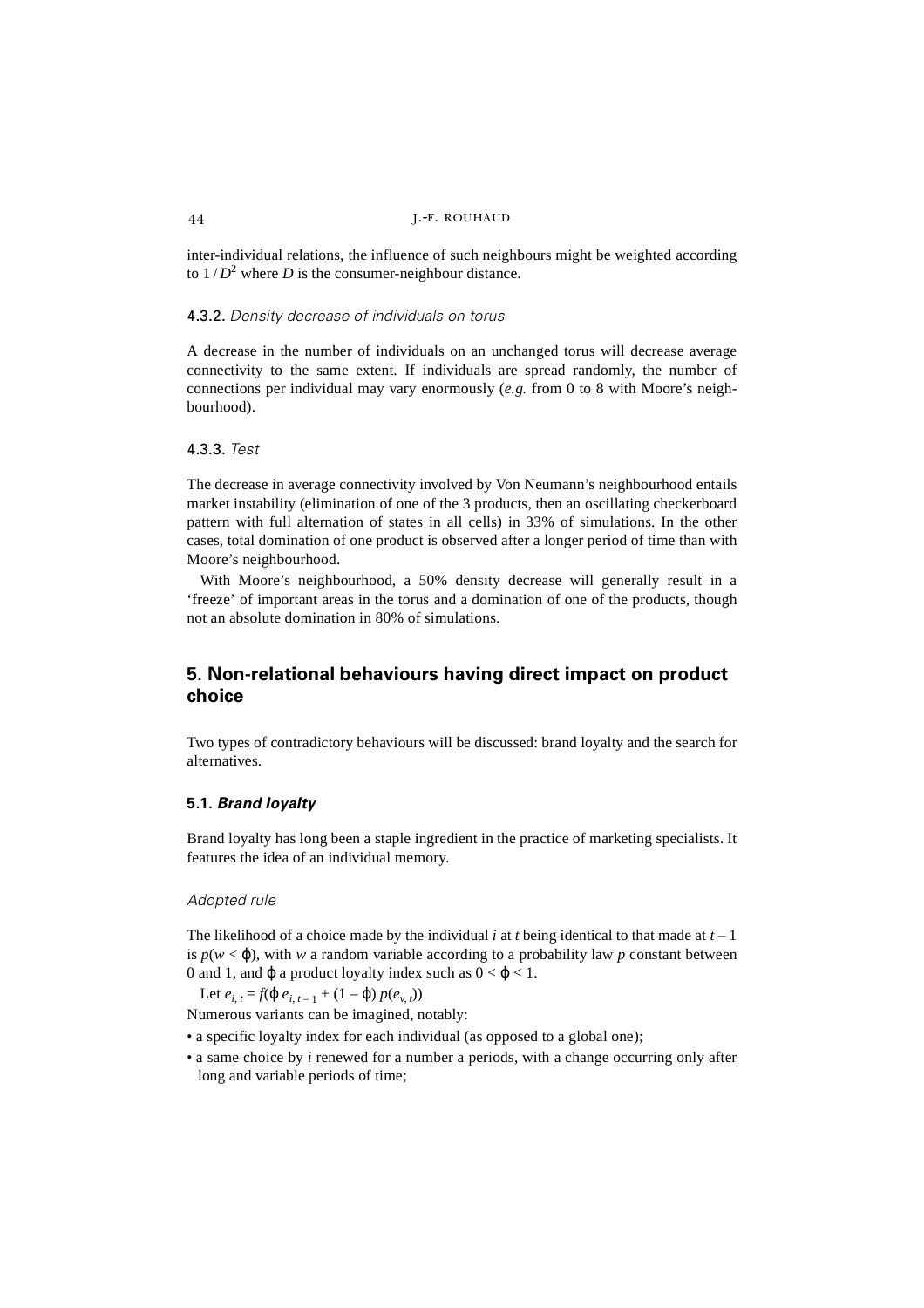inter-individual relations, the influence of such neighbours might be weighted according to $1/D^2$ where $D$ is the consumer-neighbour distance.

#### 4.3.2. *Density decrease of individuals on torus*

A decrease in the number of individuals on an unchanged torus will decrease average connectivity to the same extent. If individuals are spread randomly, the number of connections per individual may vary enormously (*e.g.* from 0 to 8 with Moore's neighbourhood).

#### 4.3.3. *Test*

The decrease in average connectivity involved by Von Neumann's neighbourhood entails market instability (elimination of one of the 3 products, then an oscillating checkerboard pattern with full alternation of states in all cells) in 33% of simulations. In the other cases, total domination of one product is observed after a longer period of time than with Moore's neighbourhood.

With Moore's neighbourhood, a 50% density decrease will generally result in a 'freeze' of important areas in the torus and a domination of one of the products, though not an absolute domination in 80% of simulations.

## 5. Non-relational behaviours having direct impact on product choice

Two types of contradictory behaviours will be discussed: brand loyalty and the search for alternatives.

### 5.1. *Brand loyalty*

Brand loyalty has long been a staple ingredient in the practice of marketing specialists. It features the idea of an individual memory.

#### *Adopted rule*

The likelihood of a choice made by the individual $i$ at $t$ being identical to that made at $t-1$ is $p(w < \varphi)$, with $w$ a random variable according to a probability law $p$ constant between 0 and 1, and $\varphi$ a product loyalty index such as $0 < \varphi < 1$.

Let $e_{i,t} = f(\varphi\, e_{i,t-1} + (1-\varphi)\, p(e_{v,t}))$

Numerous variants can be imagined, notably:

- a specific loyalty index for each individual (as opposed to a global one);
- a same choice by $i$ renewed for a number a periods, with a change occurring only after long and variable periods of time;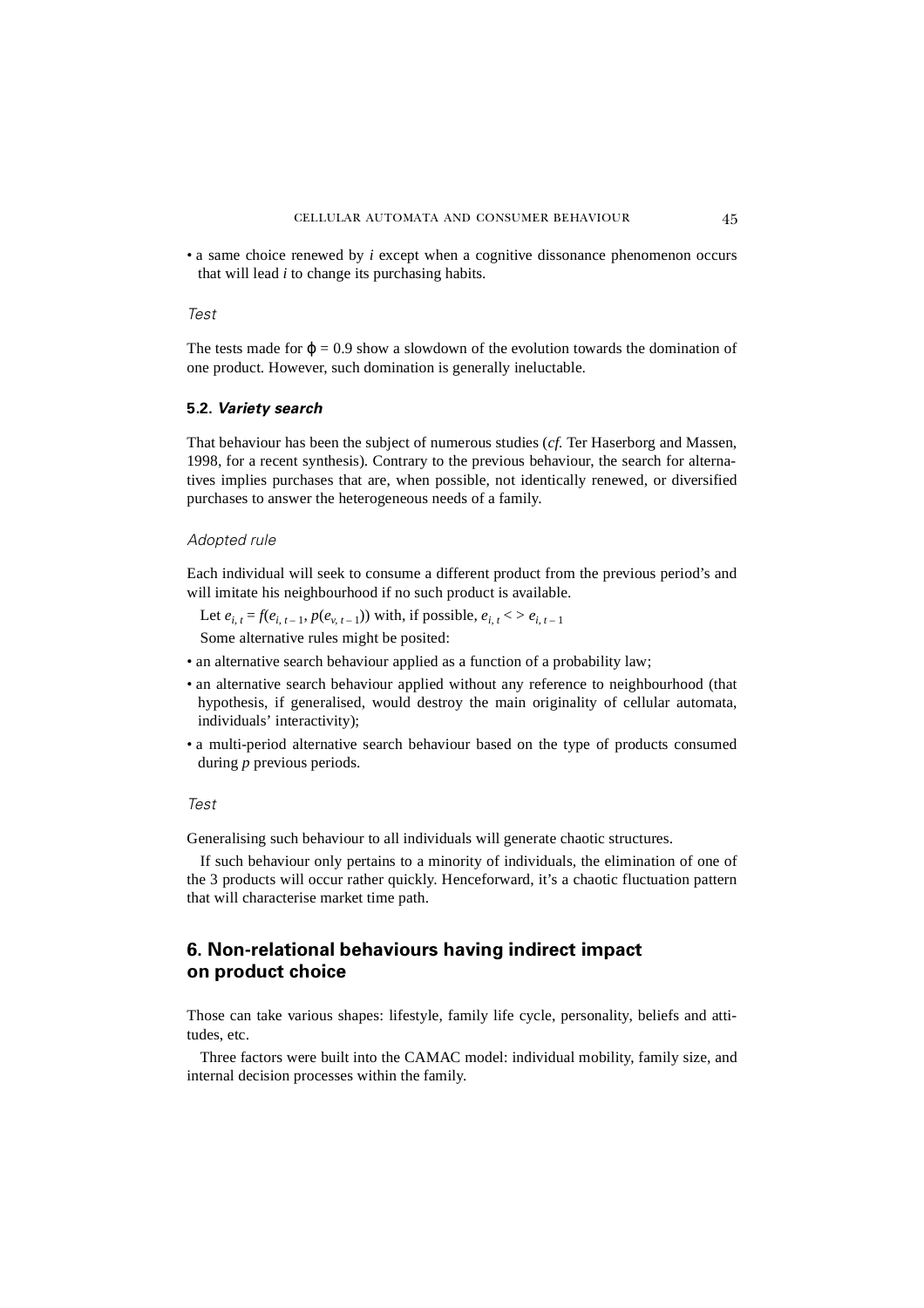- a same choice renewed by *i* except when a cognitive dissonance phenomenon occurs that will lead *i* to change its purchasing habits.

*Test*

The tests made for $\varphi = 0.9$ show a slowdown of the evolution towards the domination of one product. However, such domination is generally ineluctable.

### 5.2. *Variety search*

That behaviour has been the subject of numerous studies (*cf.* Ter Haserborg and Massen, 1998, for a recent synthesis). Contrary to the previous behaviour, the search for alternatives implies purchases that are, when possible, not identically renewed, or diversified purchases to answer the heterogeneous needs of a family.

*Adopted rule*

Each individual will seek to consume a different product from the previous period's and will imitate his neighbourhood if no such product is available.

Let $e_{i,t} = f(e_{i,t-1}, p(e_{v,t-1}))$ with, if possible, $e_{i,t} <> e_{i,t-1}$

Some alternative rules might be posited:

- an alternative search behaviour applied as a function of a probability law;
- an alternative search behaviour applied without any reference to neighbourhood (that hypothesis, if generalised, would destroy the main originality of cellular automata, individuals' interactivity);
- a multi-period alternative search behaviour based on the type of products consumed during *p* previous periods.

*Test*

Generalising such behaviour to all individuals will generate chaotic structures.

If such behaviour only pertains to a minority of individuals, the elimination of one of the 3 products will occur rather quickly. Henceforward, it's a chaotic fluctuation pattern that will characterise market time path.

## 6. Non-relational behaviours having indirect impact on product choice

Those can take various shapes: lifestyle, family life cycle, personality, beliefs and attitudes, etc.

Three factors were built into the CAMAC model: individual mobility, family size, and internal decision processes within the family.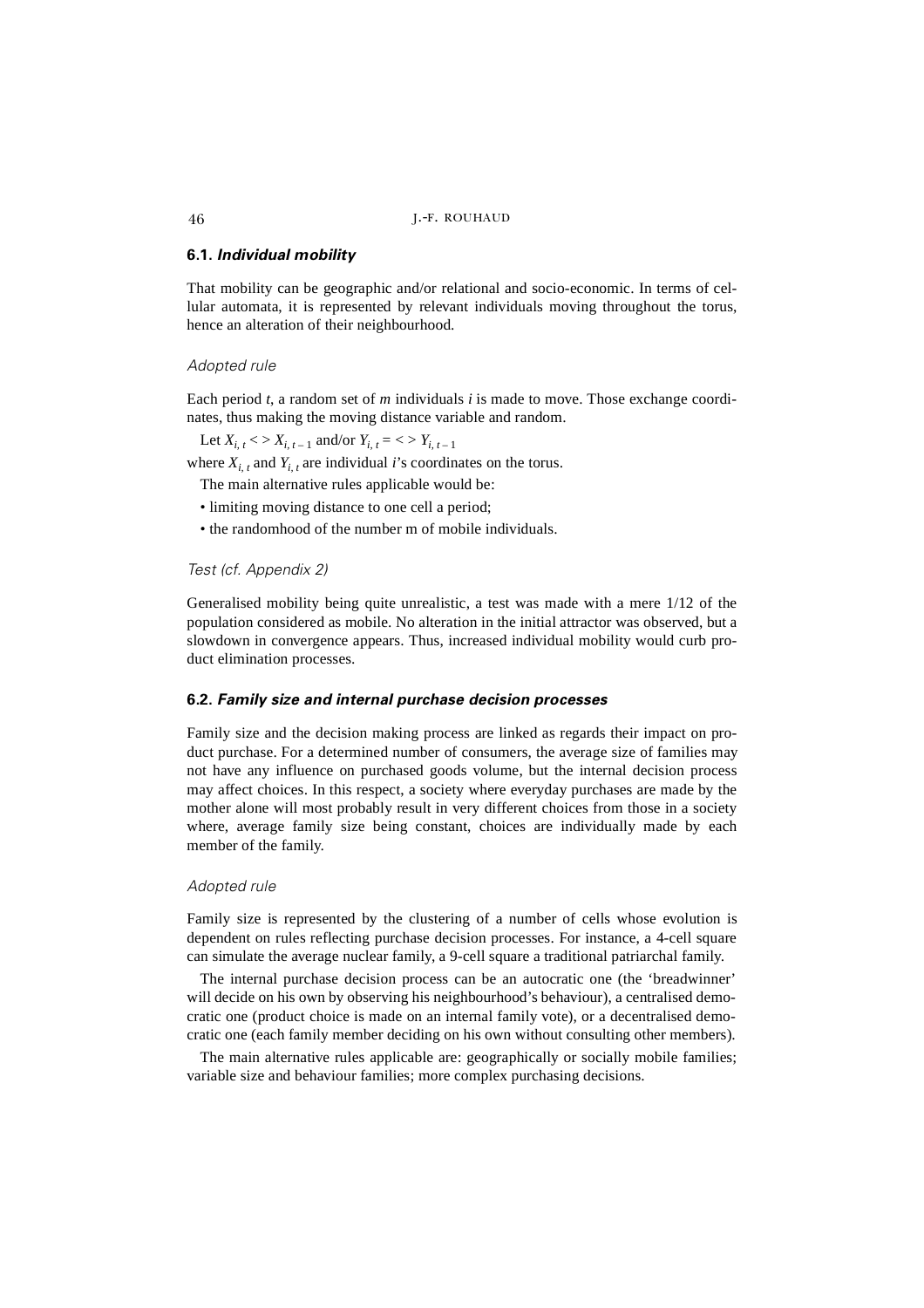### 6.1. *Individual mobility*

That mobility can be geographic and/or relational and socio-economic. In terms of cellular automata, it is represented by relevant individuals moving throughout the torus, hence an alteration of their neighbourhood.

*Adopted rule*

Each period $t$, a random set of $m$ individuals $i$ is made to move. Those exchange coordinates, thus making the moving distance variable and random.

Let $X_{i,\,t} <> X_{i,\,t-1}$ and/or $Y_{i,\,t} = <> Y_{i,\,t-1}$

where $X_{i,\,t}$ and $Y_{i,\,t}$ are individual $i$'s coordinates on the torus.

The main alternative rules applicable would be:

- limiting moving distance to one cell a period;
- the randomhood of the number m of mobile individuals.

*Test (cf. Appendix 2)*

Generalised mobility being quite unrealistic, a test was made with a mere 1/12 of the population considered as mobile. No alteration in the initial attractor was observed, but a slowdown in convergence appears. Thus, increased individual mobility would curb product elimination processes.

### 6.2. *Family size and internal purchase decision processes*

Family size and the decision making process are linked as regards their impact on product purchase. For a determined number of consumers, the average size of families may not have any influence on purchased goods volume, but the internal decision process may affect choices. In this respect, a society where everyday purchases are made by the mother alone will most probably result in very different choices from those in a society where, average family size being constant, choices are individually made by each member of the family.

*Adopted rule*

Family size is represented by the clustering of a number of cells whose evolution is dependent on rules reflecting purchase decision processes. For instance, a 4-cell square can simulate the average nuclear family, a 9-cell square a traditional patriarchal family.

The internal purchase decision process can be an autocratic one (the 'breadwinner' will decide on his own by observing his neighbourhood's behaviour), a centralised democratic one (product choice is made on an internal family vote), or a decentralised democratic one (each family member deciding on his own without consulting other members).

The main alternative rules applicable are: geographically or socially mobile families; variable size and behaviour families; more complex purchasing decisions.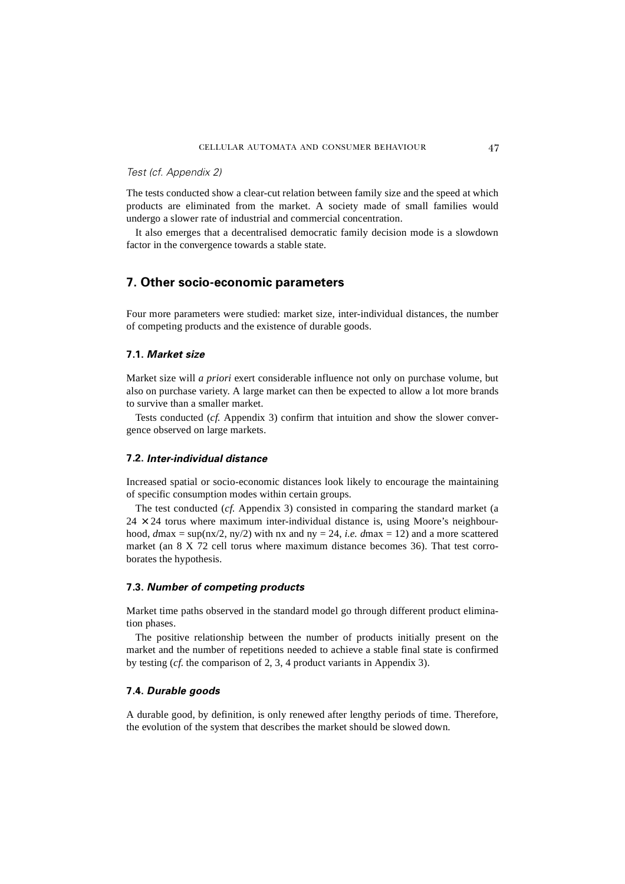*Test (cf. Appendix 2)*

The tests conducted show a clear-cut relation between family size and the speed at which products are eliminated from the market. A society made of small families would undergo a slower rate of industrial and commercial concentration.

It also emerges that a decentralised democratic family decision mode is a slowdown factor in the convergence towards a stable state.

## 7. Other socio-economic parameters

Four more parameters were studied: market size, inter-individual distances, the number of competing products and the existence of durable goods.

### 7.1. *Market size*

Market size will *a priori* exert considerable influence not only on purchase volume, but also on purchase variety. A large market can then be expected to allow a lot more brands to survive than a smaller market.

Tests conducted (*cf.* Appendix 3) confirm that intuition and show the slower convergence observed on large markets.

### 7.2. *Inter-individual distance*

Increased spatial or socio-economic distances look likely to encourage the maintaining of specific consumption modes within certain groups.

The test conducted (*cf.* Appendix 3) consisted in comparing the standard market (a $24 \times 24$ torus where maximum inter-individual distance is, using Moore's neighbourhood, $d\text{max} = \sup(nx/2, ny/2)$ with nx and ny = 24, *i.e.* $d\text{max} = 12$) and a more scattered market (an 8 X 72 cell torus where maximum distance becomes 36). That test corroborates the hypothesis.

### 7.3. *Number of competing products*

Market time paths observed in the standard model go through different product elimination phases.

The positive relationship between the number of products initially present on the market and the number of repetitions needed to achieve a stable final state is confirmed by testing (*cf.* the comparison of 2, 3, 4 product variants in Appendix 3).

### 7.4. *Durable goods*

A durable good, by definition, is only renewed after lengthy periods of time. Therefore, the evolution of the system that describes the market should be slowed down.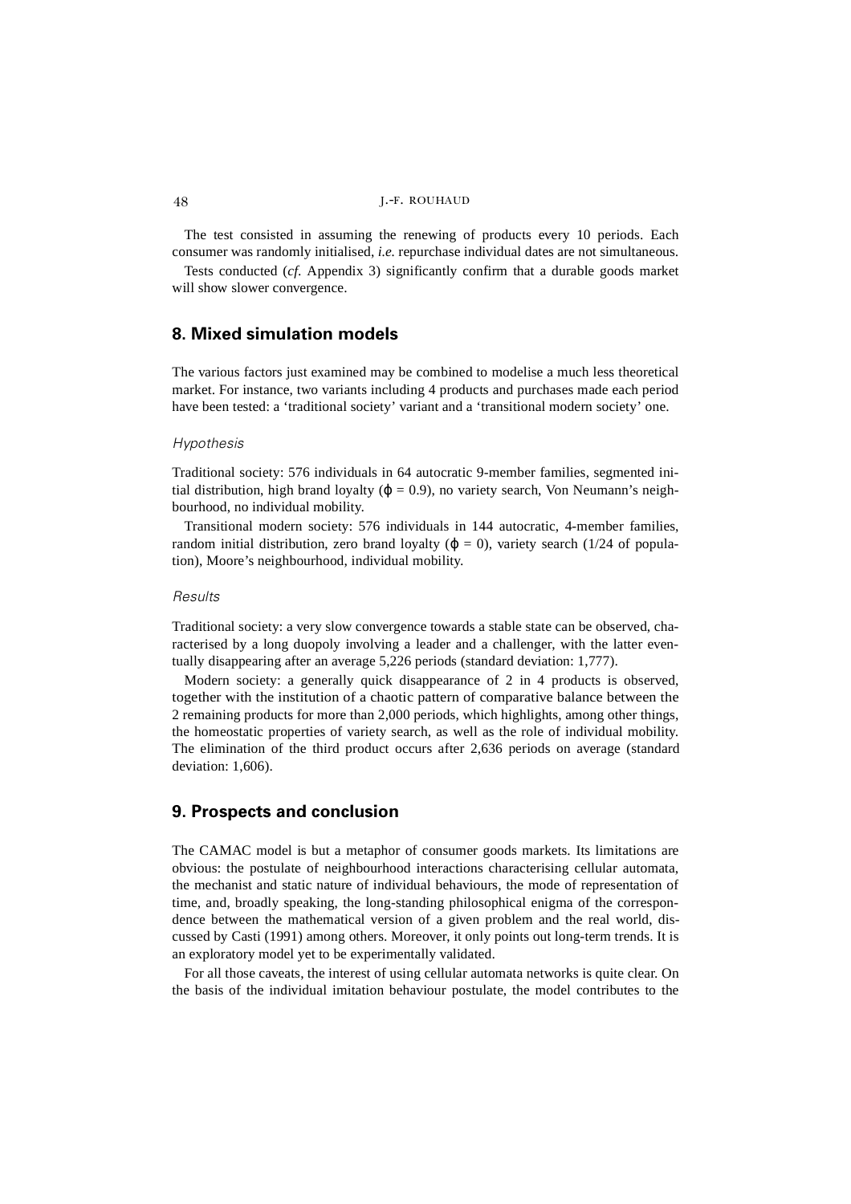The test consisted in assuming the renewing of products every 10 periods. Each consumer was randomly initialised, *i.e.* repurchase individual dates are not simultaneous.

Tests conducted (*cf.* Appendix 3) significantly confirm that a durable goods market will show slower convergence.

## 8. Mixed simulation models

The various factors just examined may be combined to modelise a much less theoretical market. For instance, two variants including 4 products and purchases made each period have been tested: a 'traditional society' variant and a 'transitional modern society' one.

### *Hypothesis*

Traditional society: 576 individuals in 64 autocratic 9-member families, segmented initial distribution, high brand loyalty ($\varphi = 0.9$), no variety search, Von Neumann's neighbourhood, no individual mobility.

Transitional modern society: 576 individuals in 144 autocratic, 4-member families, random initial distribution, zero brand loyalty ($\varphi = 0$), variety search (1/24 of population), Moore's neighbourhood, individual mobility.

### *Results*

Traditional society: a very slow convergence towards a stable state can be observed, characterised by a long duopoly involving a leader and a challenger, with the latter eventually disappearing after an average 5,226 periods (standard deviation: 1,777).

Modern society: a generally quick disappearance of 2 in 4 products is observed, together with the institution of a chaotic pattern of comparative balance between the 2 remaining products for more than 2,000 periods, which highlights, among other things, the homeostatic properties of variety search, as well as the role of individual mobility. The elimination of the third product occurs after 2,636 periods on average (standard deviation: 1,606).

## 9. Prospects and conclusion

The CAMAC model is but a metaphor of consumer goods markets. Its limitations are obvious: the postulate of neighbourhood interactions characterising cellular automata, the mechanist and static nature of individual behaviours, the mode of representation of time, and, broadly speaking, the long-standing philosophical enigma of the correspondence between the mathematical version of a given problem and the real world, discussed by Casti (1991) among others. Moreover, it only points out long-term trends. It is an exploratory model yet to be experimentally validated.

For all those caveats, the interest of using cellular automata networks is quite clear. On the basis of the individual imitation behaviour postulate, the model contributes to the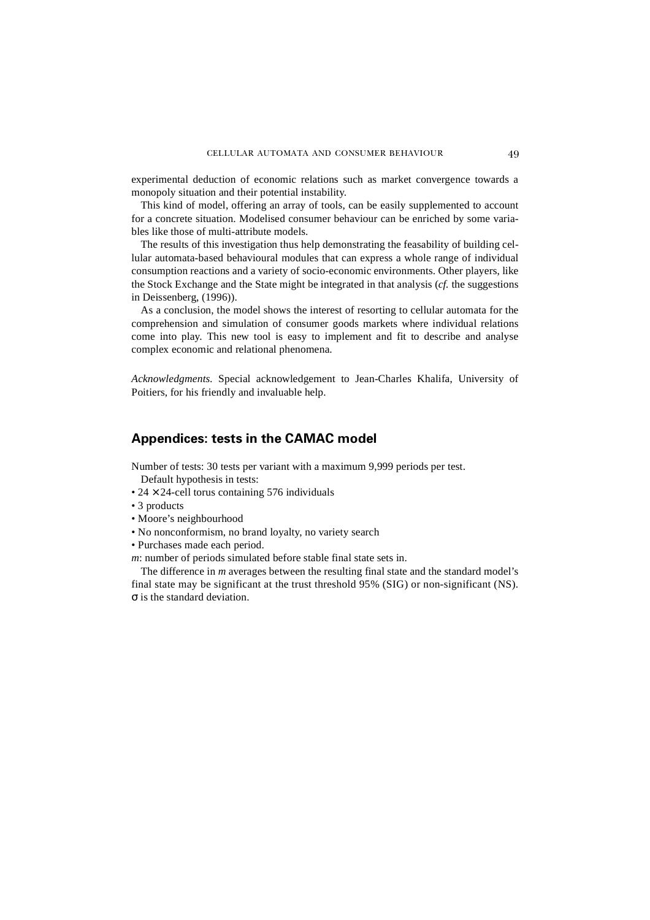experimental deduction of economic relations such as market convergence towards a monopoly situation and their potential instability.

This kind of model, offering an array of tools, can be easily supplemented to account for a concrete situation. Modelised consumer behaviour can be enriched by some variables like those of multi-attribute models.

The results of this investigation thus help demonstrating the feasability of building cellular automata-based behavioural modules that can express a whole range of individual consumption reactions and a variety of socio-economic environments. Other players, like the Stock Exchange and the State might be integrated in that analysis (*cf.* the suggestions in Deissenberg, (1996)).

As a conclusion, the model shows the interest of resorting to cellular automata for the comprehension and simulation of consumer goods markets where individual relations come into play. This new tool is easy to implement and fit to describe and analyse complex economic and relational phenomena.

*Acknowledgments.* Special acknowledgement to Jean-Charles Khalifa, University of Poitiers, for his friendly and invaluable help.

## Appendices: tests in the CAMAC model

Number of tests: 30 tests per variant with a maximum 9,999 periods per test.

Default hypothesis in tests:

- $24 \times 24$-cell torus containing 576 individuals
- 3 products
- Moore's neighbourhood
- No nonconformism, no brand loyalty, no variety search
- Purchases made each period.

*m*: number of periods simulated before stable final state sets in.

The difference in *m* averages between the resulting final state and the standard model's final state may be significant at the trust threshold 95% (SIG) or non-significant (NS). $\sigma$ is the standard deviation.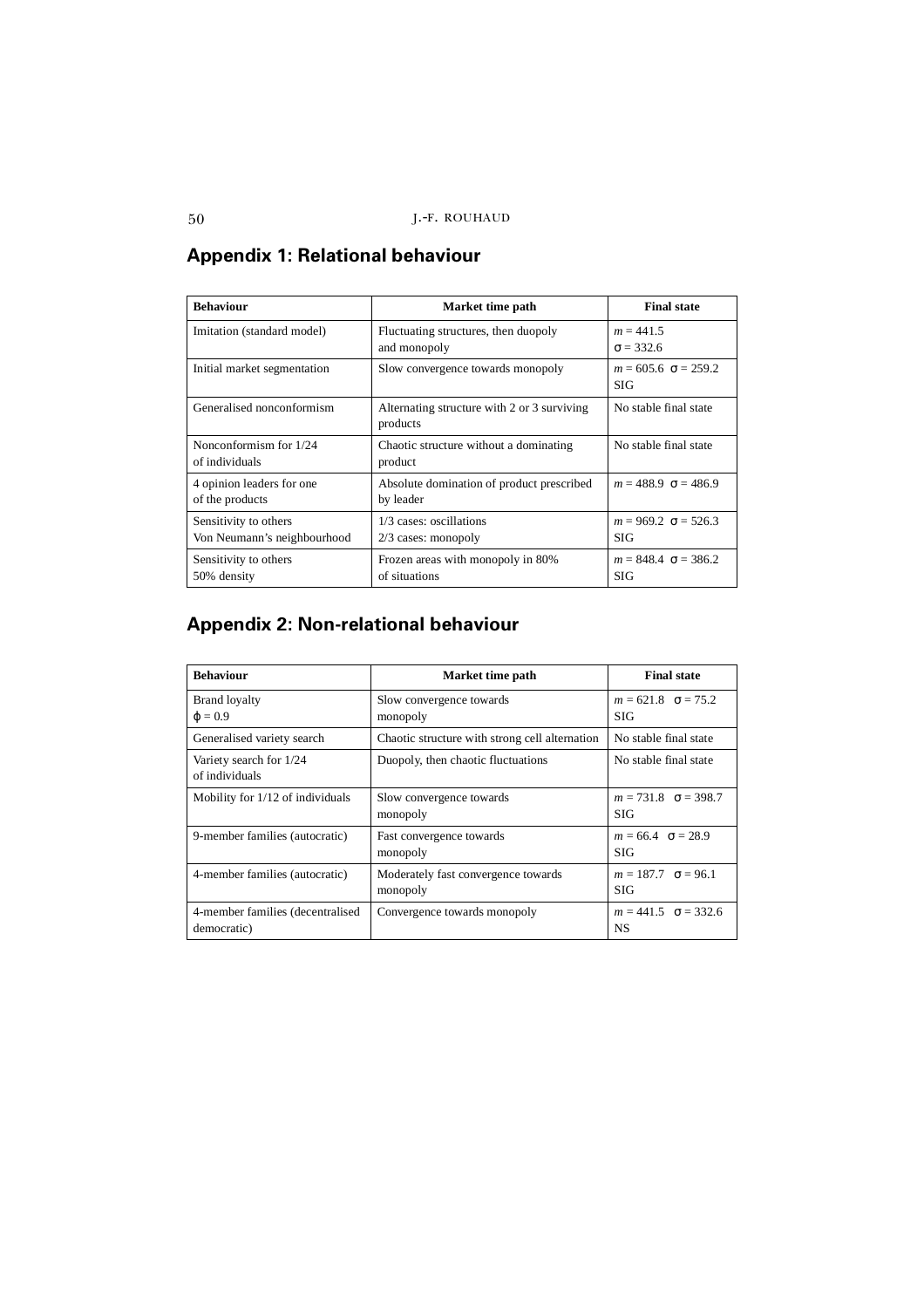## Appendix 1: Relational behaviour

| Behaviour | Market time path | Final state |
|---|---|---|
| Imitation (standard model) | Fluctuating structures, then duopoly and monopoly | $m = 441.5$<br>$\sigma = 332.6$ |
| Initial market segmentation | Slow convergence towards monopoly | $m = 605.6$ $\sigma = 259.2$<br>SIG |
| Generalised nonconformism | Alternating structure with 2 or 3 surviving products | No stable final state |
| Nonconformism for 1/24 of individuals | Chaotic structure without a dominating product | No stable final state |
| 4 opinion leaders for one of the products | Absolute domination of product prescribed by leader | $m = 488.9$ $\sigma = 486.9$ |
| Sensitivity to others<br>Von Neumann's neighbourhood | 1/3 cases: oscillations<br>2/3 cases: monopoly | $m = 969.2$ $\sigma = 526.3$<br>SIG |
| Sensitivity to others<br>50% density | Frozen areas with monopoly in 80% of situations | $m = 848.4$ $\sigma = 386.2$<br>SIG |

## Appendix 2: Non-relational behaviour

| Behaviour | Market time path | Final state |
|---|---|---|
| Brand loyalty<br>$\varphi = 0.9$ | Slow convergence towards monopoly | $m = 621.8$ $\sigma = 75.2$<br>SIG |
| Generalised variety search | Chaotic structure with strong cell alternation | No stable final state |
| Variety search for 1/24 of individuals | Duopoly, then chaotic fluctuations | No stable final state |
| Mobility for 1/12 of individuals | Slow convergence towards monopoly | $m = 731.8$ $\sigma = 398.7$<br>SIG |
| 9-member families (autocratic) | Fast convergence towards monopoly | $m = 66.4$ $\sigma = 28.9$<br>SIG |
| 4-member families (autocratic) | Moderately fast convergence towards monopoly | $m = 187.7$ $\sigma = 96.1$<br>SIG |
| 4-member families (decentralised democratic) | Convergence towards monopoly | $m = 441.5$ $\sigma = 332.6$<br>NS |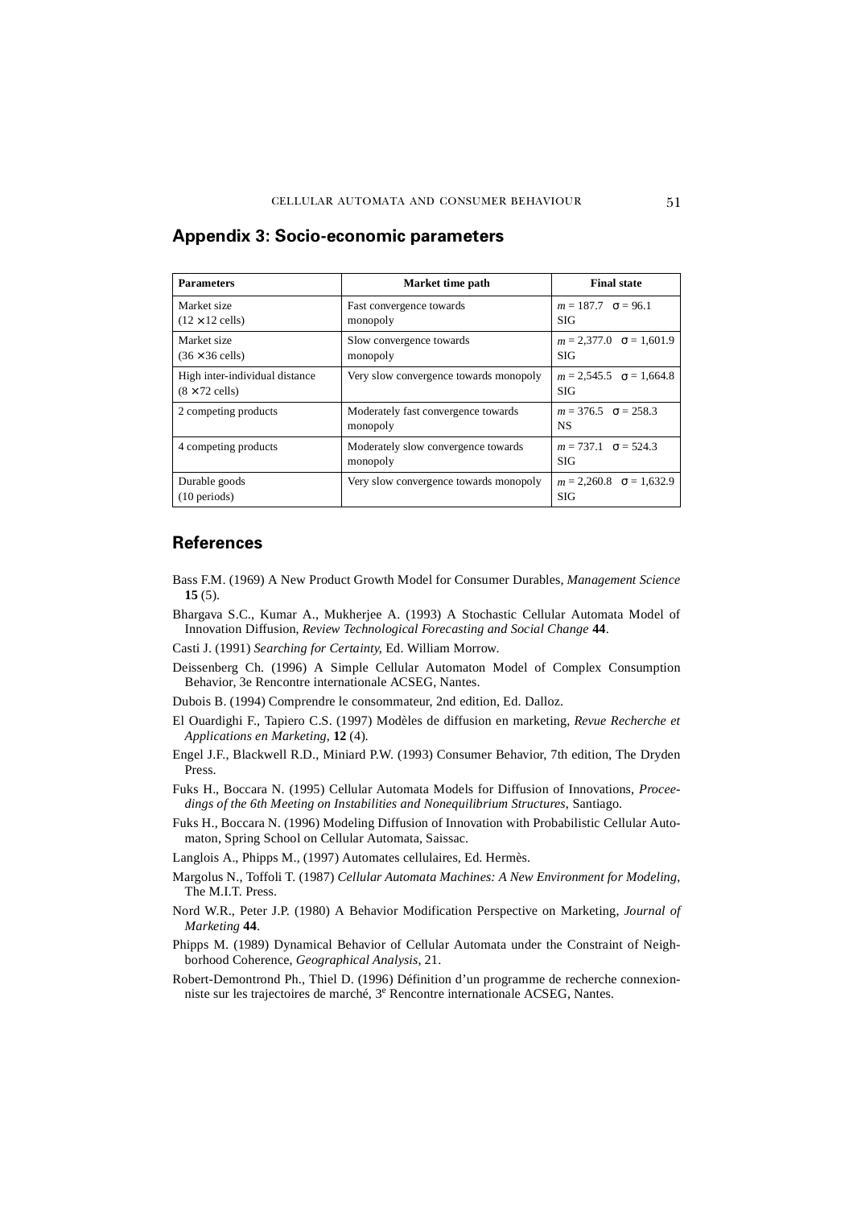## Appendix 3: Socio-economic parameters

| Parameters | Market time path | Final state |
|---|---|---|
| Market size ($12 \times 12$ cells) | Fast convergence towards monopoly | $m = 187.7$ $\sigma = 96.1$ SIG |
| Market size ($36 \times 36$ cells) | Slow convergence towards monopoly | $m = 2{,}377.0$ $\sigma = 1{,}601.9$ SIG |
| High inter-individual distance ($8 \times 72$ cells) | Very slow convergence towards monopoly | $m = 2{,}545.5$ $\sigma = 1{,}664.8$ SIG |
| 2 competing products | Moderately fast convergence towards monopoly | $m = 376.5$ $\sigma = 258.3$ NS |
| 4 competing products | Moderately slow convergence towards monopoly | $m = 737.1$ $\sigma = 524.3$ SIG |
| Durable goods (10 periods) | Very slow convergence towards monopoly | $m = 2{,}260.8$ $\sigma = 1{,}632.9$ SIG |

## References

Bass F.M. (1969) A New Product Growth Model for Consumer Durables, *Management Science* **15** (5).

Bhargava S.C., Kumar A., Mukherjee A. (1993) A Stochastic Cellular Automata Model of Innovation Diffusion, *Review Technological Forecasting and Social Change* **44**.

Casti J. (1991) *Searching for Certainty*, Ed. William Morrow.

Deissenberg Ch. (1996) A Simple Cellular Automaton Model of Complex Consumption Behavior, 3e Rencontre internationale ACSEG, Nantes.

Dubois B. (1994) Comprendre le consommateur, 2nd edition, Ed. Dalloz.

El Ouardighi F., Tapiero C.S. (1997) Modèles de diffusion en marketing, *Revue Recherche et Applications en Marketing*, **12** (4).

Engel J.F., Blackwell R.D., Miniard P.W. (1993) Consumer Behavior, 7th edition, The Dryden Press.

Fuks H., Boccara N. (1995) Cellular Automata Models for Diffusion of Innovations, *Proceedings of the 6th Meeting on Instabilities and Nonequilibrium Structures*, Santiago.

Fuks H., Boccara N. (1996) Modeling Diffusion of Innovation with Probabilistic Cellular Automaton, Spring School on Cellular Automata, Saissac.

Langlois A., Phipps M., (1997) Automates cellulaires, Ed. Hermès.

Margolus N., Toffoli T. (1987) *Cellular Automata Machines: A New Environment for Modeling*, The M.I.T. Press.

Nord W.R., Peter J.P. (1980) A Behavior Modification Perspective on Marketing, *Journal of Marketing* **44**.

Phipps M. (1989) Dynamical Behavior of Cellular Automata under the Constraint of Neighborhood Coherence, *Geographical Analysis*, 21.

Robert-Demontrond Ph., Thiel D. (1996) Définition d'un programme de recherche connexionniste sur les trajectoires de marché, 3e Rencontre internationale ACSEG, Nantes.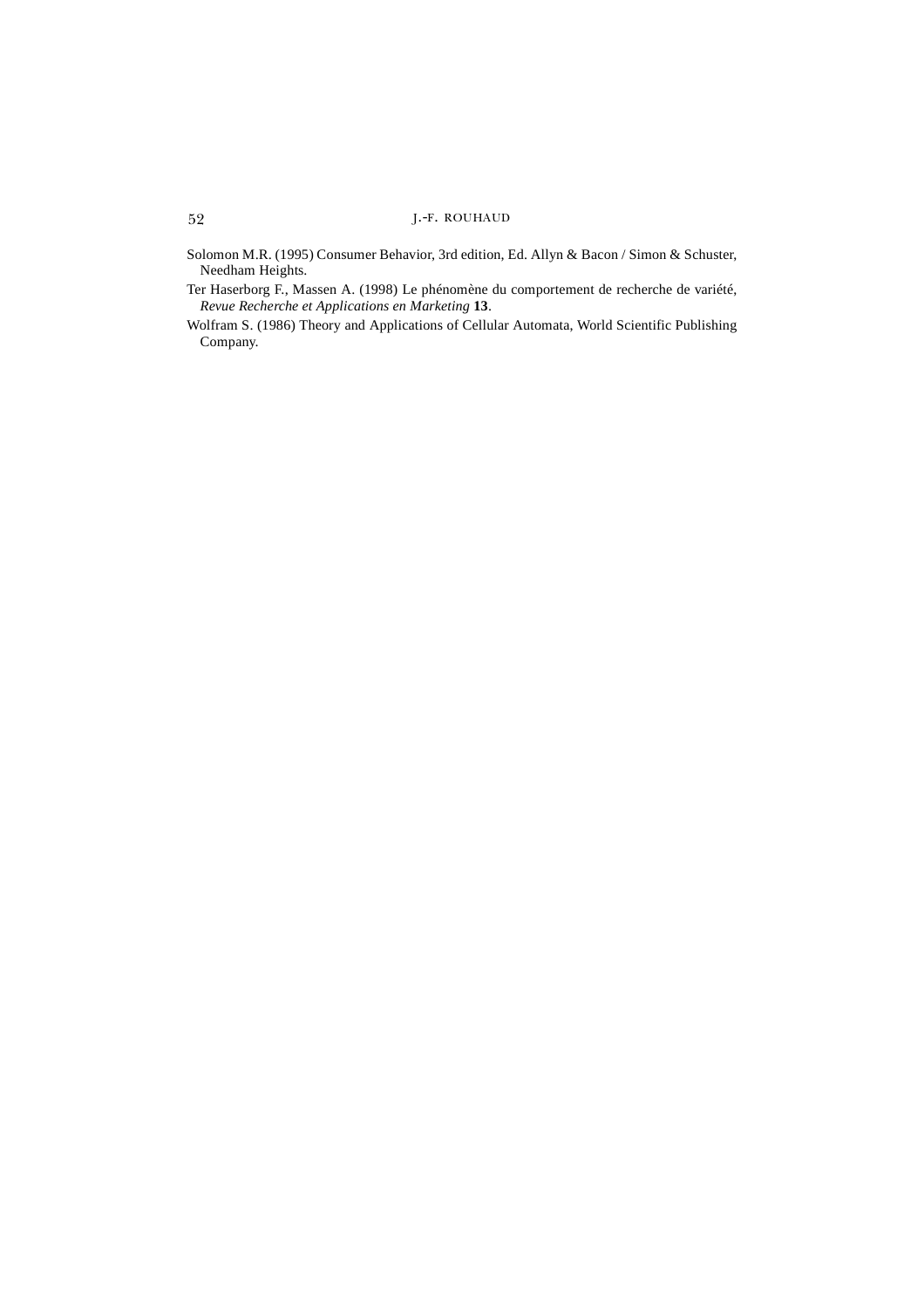Solomon M.R. (1995) Consumer Behavior, 3rd edition, Ed. Allyn & Bacon / Simon & Schuster, Needham Heights.

Ter Haserborg F., Massen A. (1998) Le phénomène du comportement de recherche de variété, *Revue Recherche et Applications en Marketing* **13**.

Wolfram S. (1986) Theory and Applications of Cellular Automata, World Scientific Publishing Company.